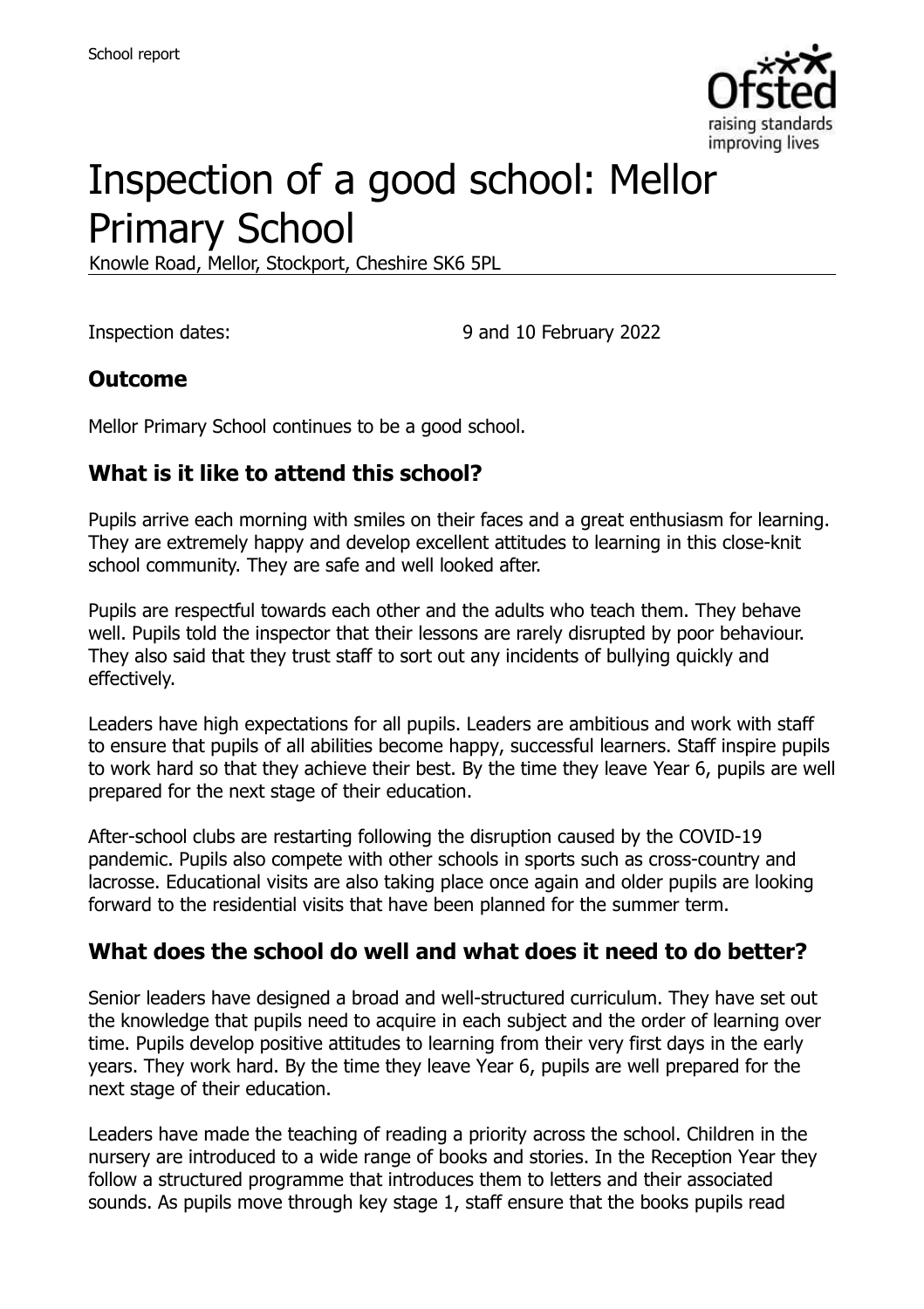# Inspection of a good school: Mellor Primary School

Knowle Road, Mellor, Stockport, Cheshire SK6 5PL

Inspection dates: 9 and 10 February 2022

## Outcome

Mellor Primary School continues to be a good school.

## What is it like to attend this school?

Pupils arrive each morning with smiles on their faces and a great enthusiasm for learning. They are extremely happy and develop excellent attitudes to learning in this close-knit school community. They are safe and well looked after.

Pupils are respectful towards each other and the adults who teach them. They behave well. Pupils told the inspector that their lessons are rarely disrupted by poor behaviour. They also said that they trust staff to sort out any incidents of bullying quickly and effectively.

Leaders have high expectations for all pupils. Leaders are ambitious and work with staff to ensure that pupils of all abilities become happy, successful learners. Staff inspire pupils to work hard so that they achieve their best. By the time they leave Year 6, pupils are well prepared for the next stage of their education.

After-school clubs are restarting following the disruption caused by the COVID-19 pandemic. Pupils also compete with other schools in sports such as cross-country and lacrosse. Educational visits are also taking place once again and older pupils are looking forward to the residential visits that have been planned for the summer term.

## What does the school do well and what does it need to do better?

Senior leaders have designed a broad and well-structured curriculum. They have set out the knowledge that pupils need to acquire in each subject and the order of learning over time. Pupils develop positive attitudes to learning from their very first days in the early years. They work hard. By the time they leave Year 6, pupils are well prepared for the next stage of their education.

Leaders have made the teaching of reading a priority across the school. Children in the nursery are introduced to a wide range of books and stories. In the Reception Year they follow a structured programme that introduces them to letters and their associated sounds. As pupils move through key stage 1, staff ensure that the books pupils read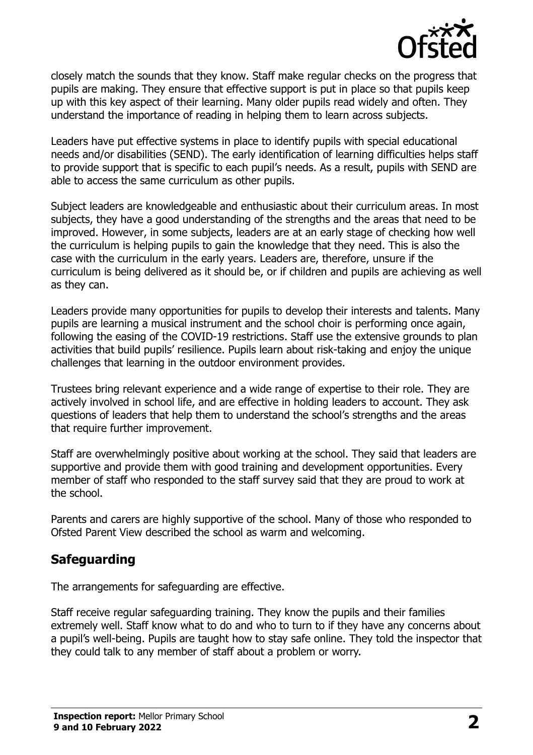closely match the sounds that they know. Staff make regular checks on the progress that pupils are making. They ensure that effective support is put in place so that pupils keep up with this key aspect of their learning. Many older pupils read widely and often. They understand the importance of reading in helping them to learn across subjects.

Leaders have put effective systems in place to identify pupils with special educational needs and/or disabilities (SEND). The early identification of learning difficulties helps staff to provide support that is specific to each pupil's needs. As a result, pupils with SEND are able to access the same curriculum as other pupils.

Subject leaders are knowledgeable and enthusiastic about their curriculum areas. In most subjects, they have a good understanding of the strengths and the areas that need to be improved. However, in some subjects, leaders are at an early stage of checking how well the curriculum is helping pupils to gain the knowledge that they need. This is also the case with the curriculum in the early years. Leaders are, therefore, unsure if the curriculum is being delivered as it should be, or if children and pupils are achieving as well as they can.

Leaders provide many opportunities for pupils to develop their interests and talents. Many pupils are learning a musical instrument and the school choir is performing once again, following the easing of the COVID-19 restrictions. Staff use the extensive grounds to plan activities that build pupils' resilience. Pupils learn about risk-taking and enjoy the unique challenges that learning in the outdoor environment provides.

Trustees bring relevant experience and a wide range of expertise to their role. They are actively involved in school life, and are effective in holding leaders to account. They ask questions of leaders that help them to understand the school's strengths and the areas that require further improvement.

Staff are overwhelmingly positive about working at the school. They said that leaders are supportive and provide them with good training and development opportunities. Every member of staff who responded to the staff survey said that they are proud to work at the school.

Parents and carers are highly supportive of the school. Many of those who responded to Ofsted Parent View described the school as warm and welcoming.

## Safeguarding

The arrangements for safeguarding are effective.

Staff receive regular safeguarding training. They know the pupils and their families extremely well. Staff know what to do and who to turn to if they have any concerns about a pupil's well-being. Pupils are taught how to stay safe online. They told the inspector that they could talk to any member of staff about a problem or worry.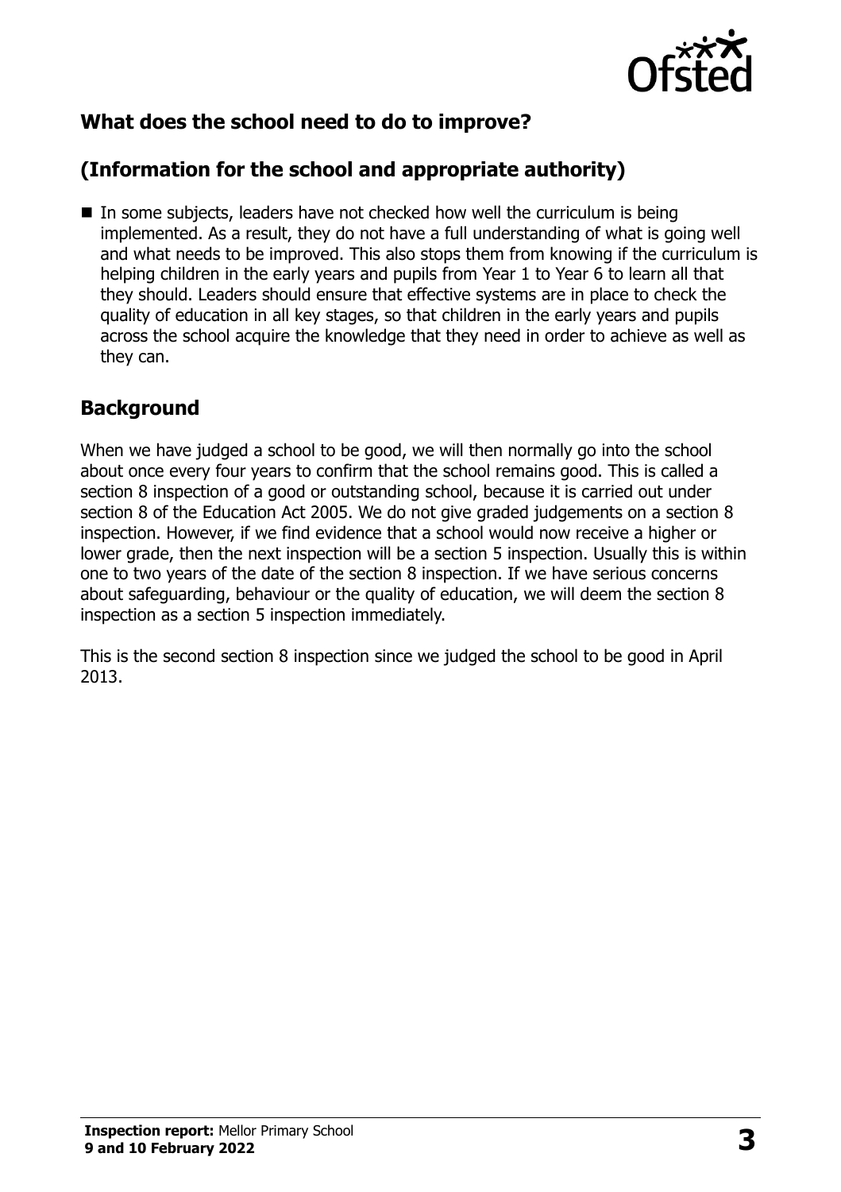## What does the school need to do to improve?

## (Information for the school and appropriate authority)

- In some subjects, leaders have not checked how well the curriculum is being implemented. As a result, they do not have a full understanding of what is going well and what needs to be improved. This also stops them from knowing if the curriculum is helping children in the early years and pupils from Year 1 to Year 6 to learn all that they should. Leaders should ensure that effective systems are in place to check the quality of education in all key stages, so that children in the early years and pupils across the school acquire the knowledge that they need in order to achieve as well as they can.

## Background

When we have judged a school to be good, we will then normally go into the school about once every four years to confirm that the school remains good. This is called a section 8 inspection of a good or outstanding school, because it is carried out under section 8 of the Education Act 2005. We do not give graded judgements on a section 8 inspection. However, if we find evidence that a school would now receive a higher or lower grade, then the next inspection will be a section 5 inspection. Usually this is within one to two years of the date of the section 8 inspection. If we have serious concerns about safeguarding, behaviour or the quality of education, we will deem the section 8 inspection as a section 5 inspection immediately.

This is the second section 8 inspection since we judged the school to be good in April 2013.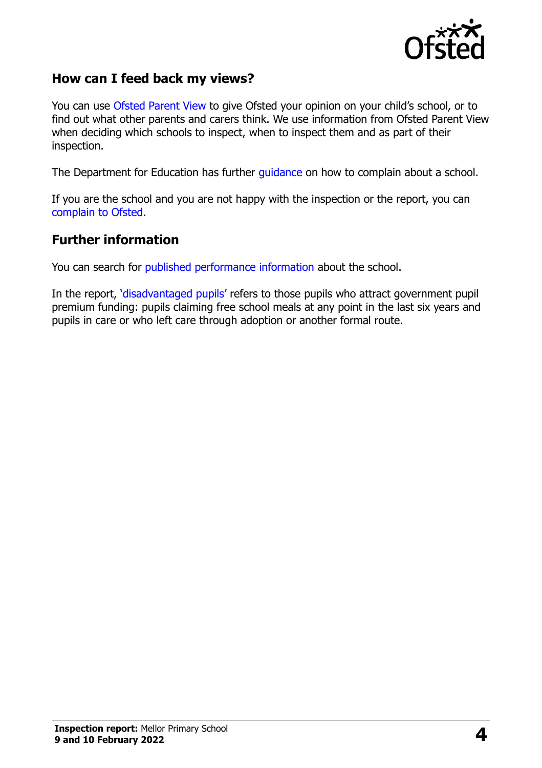## How can I feed back my views?

You can use Ofsted Parent View to give Ofsted your opinion on your child's school, or to find out what other parents and carers think. We use information from Ofsted Parent View when deciding which schools to inspect, when to inspect them and as part of their inspection.

The Department for Education has further guidance on how to complain about a school.

If you are the school and you are not happy with the inspection or the report, you can complain to Ofsted.

## Further information

You can search for published performance information about the school.

In the report, 'disadvantaged pupils' refers to those pupils who attract government pupil premium funding: pupils claiming free school meals at any point in the last six years and pupils in care or who left care through adoption or another formal route.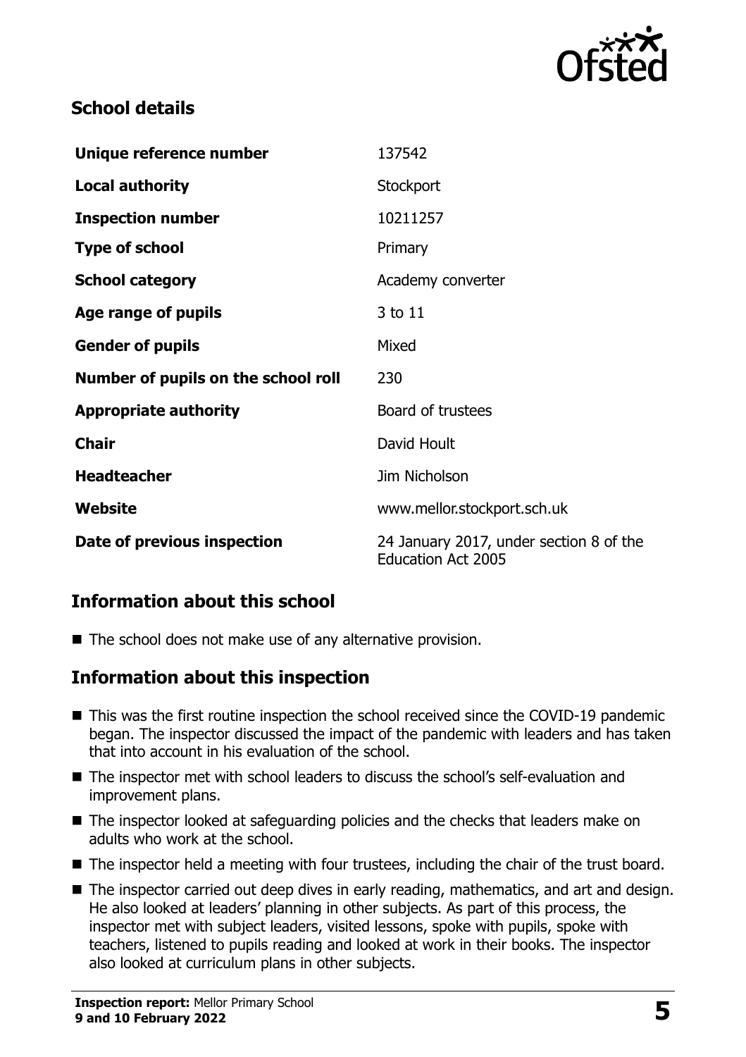## School details

| Unique reference number | 137542 |
| --- | --- |
| **Local authority** | Stockport |
| **Inspection number** | 10211257 |
| **Type of school** | Primary |
| **School category** | Academy converter |
| **Age range of pupils** | 3 to 11 |
| **Gender of pupils** | Mixed |
| **Number of pupils on the school roll** | 230 |
| **Appropriate authority** | Board of trustees |
| **Chair** | David Hoult |
| **Headteacher** | Jim Nicholson |
| **Website** | www.mellor.stockport.sch.uk |
| **Date of previous inspection** | 24 January 2017, under section 8 of the Education Act 2005 |

## Information about this school

- The school does not make use of any alternative provision.

## Information about this inspection

- This was the first routine inspection the school received since the COVID-19 pandemic began. The inspector discussed the impact of the pandemic with leaders and has taken that into account in his evaluation of the school.
- The inspector met with school leaders to discuss the school's self-evaluation and improvement plans.
- The inspector looked at safeguarding policies and the checks that leaders make on adults who work at the school.
- The inspector held a meeting with four trustees, including the chair of the trust board.
- The inspector carried out deep dives in early reading, mathematics, and art and design. He also looked at leaders' planning in other subjects. As part of this process, the inspector met with subject leaders, visited lessons, spoke with pupils, spoke with teachers, listened to pupils reading and looked at work in their books. The inspector also looked at curriculum plans in other subjects.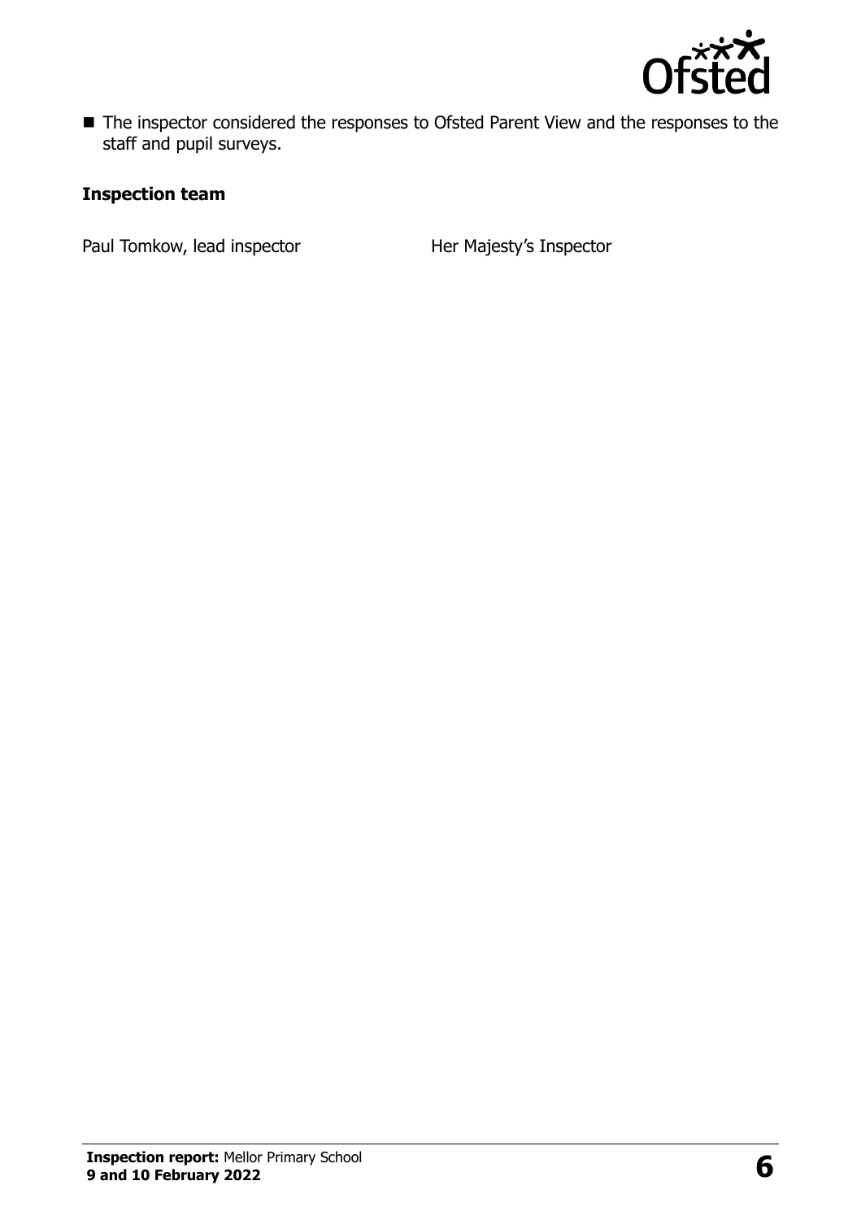- The inspector considered the responses to Ofsted Parent View and the responses to the staff and pupil surveys.

### Inspection team

| | |
|---|---|
| Paul Tomkow, lead inspector | Her Majesty's Inspector |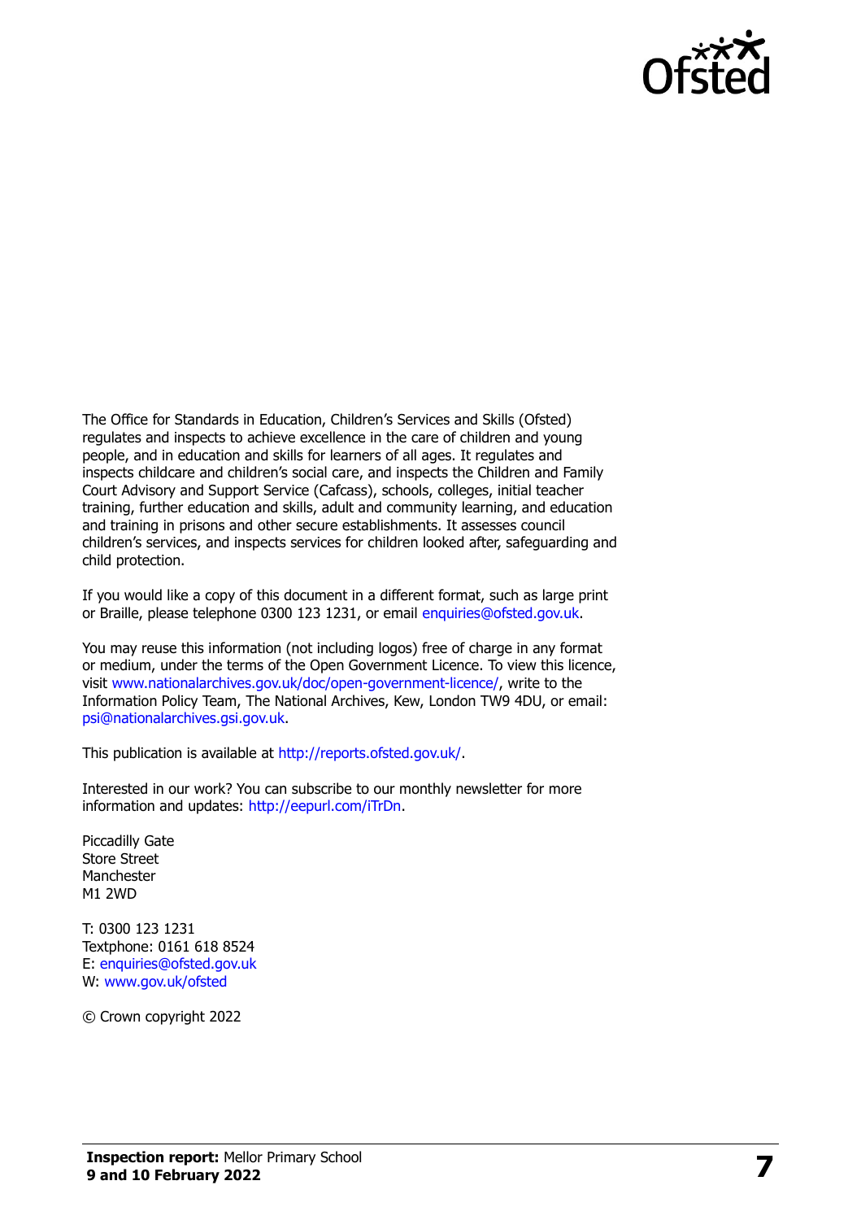The Office for Standards in Education, Children's Services and Skills (Ofsted) regulates and inspects to achieve excellence in the care of children and young people, and in education and skills for learners of all ages. It regulates and inspects childcare and children's social care, and inspects the Children and Family Court Advisory and Support Service (Cafcass), schools, colleges, initial teacher training, further education and skills, adult and community learning, and education and training in prisons and other secure establishments. It assesses council children's services, and inspects services for children looked after, safeguarding and child protection.

If you would like a copy of this document in a different format, such as large print or Braille, please telephone 0300 123 1231, or email enquiries@ofsted.gov.uk.

You may reuse this information (not including logos) free of charge in any format or medium, under the terms of the Open Government Licence. To view this licence, visit www.nationalarchives.gov.uk/doc/open-government-licence/, write to the Information Policy Team, The National Archives, Kew, London TW9 4DU, or email: psi@nationalarchives.gsi.gov.uk.

This publication is available at http://reports.ofsted.gov.uk/.

Interested in our work? You can subscribe to our monthly newsletter for more information and updates: http://eepurl.com/iTrDn.

Piccadilly Gate
Store Street
Manchester
M1 2WD

T: 0300 123 1231
Textphone: 0161 618 8524
E: enquiries@ofsted.gov.uk
W: www.gov.uk/ofsted

© Crown copyright 2022